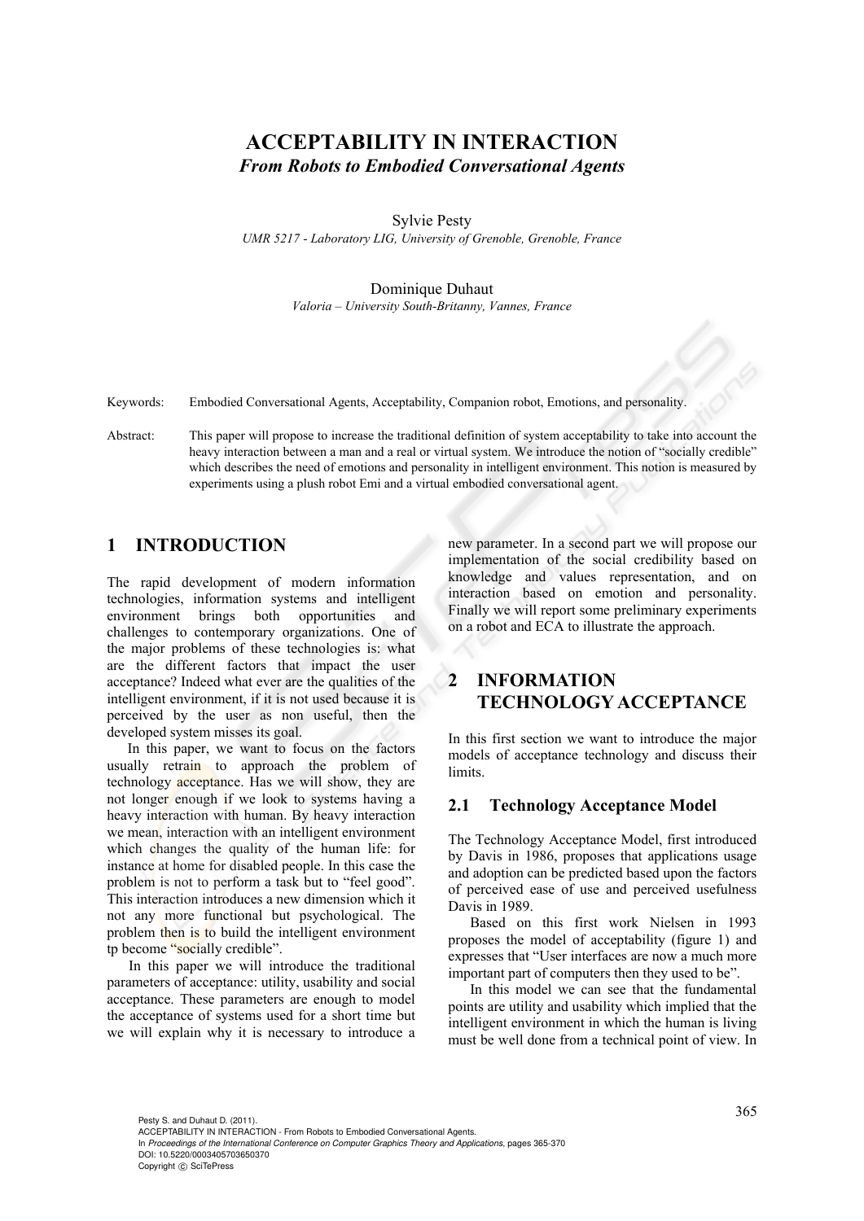# ACCEPTABILITY IN INTERACTION

## *From Robots to Embodied Conversational Agents*

Sylvie Pesty
*UMR 5217 - Laboratory LIG, University of Grenoble, Grenoble, France*

Dominique Duhaut
*Valoria – University South-Britanny, Vannes, France*

Keywords: Embodied Conversational Agents, Acceptability, Companion robot, Emotions, and personality.

Abstract: This paper will propose to increase the traditional definition of system acceptability to take into account the heavy interaction between a man and a real or virtual system. We introduce the notion of "socially credible" which describes the need of emotions and personality in intelligent environment. This notion is measured by experiments using a plush robot Emi and a virtual embodied conversational agent.

## 1 INTRODUCTION

The rapid development of modern information technologies, information systems and intelligent environment brings both opportunities and challenges to contemporary organizations. One of the major problems of these technologies is: what are the different factors that impact the user acceptance? Indeed what ever are the qualities of the intelligent environment, if it is not used because it is perceived by the user as non useful, then the developed system misses its goal.

In this paper, we want to focus on the factors usually retrain to approach the problem of technology acceptance. Has we will show, they are not longer enough if we look to systems having a heavy interaction with human. By heavy interaction we mean, interaction with an intelligent environment which changes the quality of the human life: for instance at home for disabled people. In this case the problem is not to perform a task but to "feel good". This interaction introduces a new dimension which it not any more functional but psychological. The problem then is to build the intelligent environment tp become "socially credible".

In this paper we will introduce the traditional parameters of acceptance: utility, usability and social acceptance. These parameters are enough to model the acceptance of systems used for a short time but we will explain why it is necessary to introduce a new parameter. In a second part we will propose our implementation of the social credibility based on knowledge and values representation, and on interaction based on emotion and personality. Finally we will report some preliminary experiments on a robot and ECA to illustrate the approach.

## 2 INFORMATION TECHNOLOGY ACCEPTANCE

In this first section we want to introduce the major models of acceptance technology and discuss their limits.

### 2.1 Technology Acceptance Model

The Technology Acceptance Model, first introduced by Davis in 1986, proposes that applications usage and adoption can be predicted based upon the factors of perceived ease of use and perceived usefulness Davis in 1989.

Based on this first work Nielsen in 1993 proposes the model of acceptability (figure 1) and expresses that "User interfaces are now a much more important part of computers then they used to be".

In this model we can see that the fundamental points are utility and usability which implied that the intelligent environment in which the human is living must be well done from a technical point of view. In

Pesty S. and Duhaut D. (2011).
ACCEPTABILITY IN INTERACTION - From Robots to Embodied Conversational Agents.
In *Proceedings of the International Conference on Computer Graphics Theory and Applications*, pages 365-370
DOI: 10.5220/0003405703650370
Copyright © SciTePress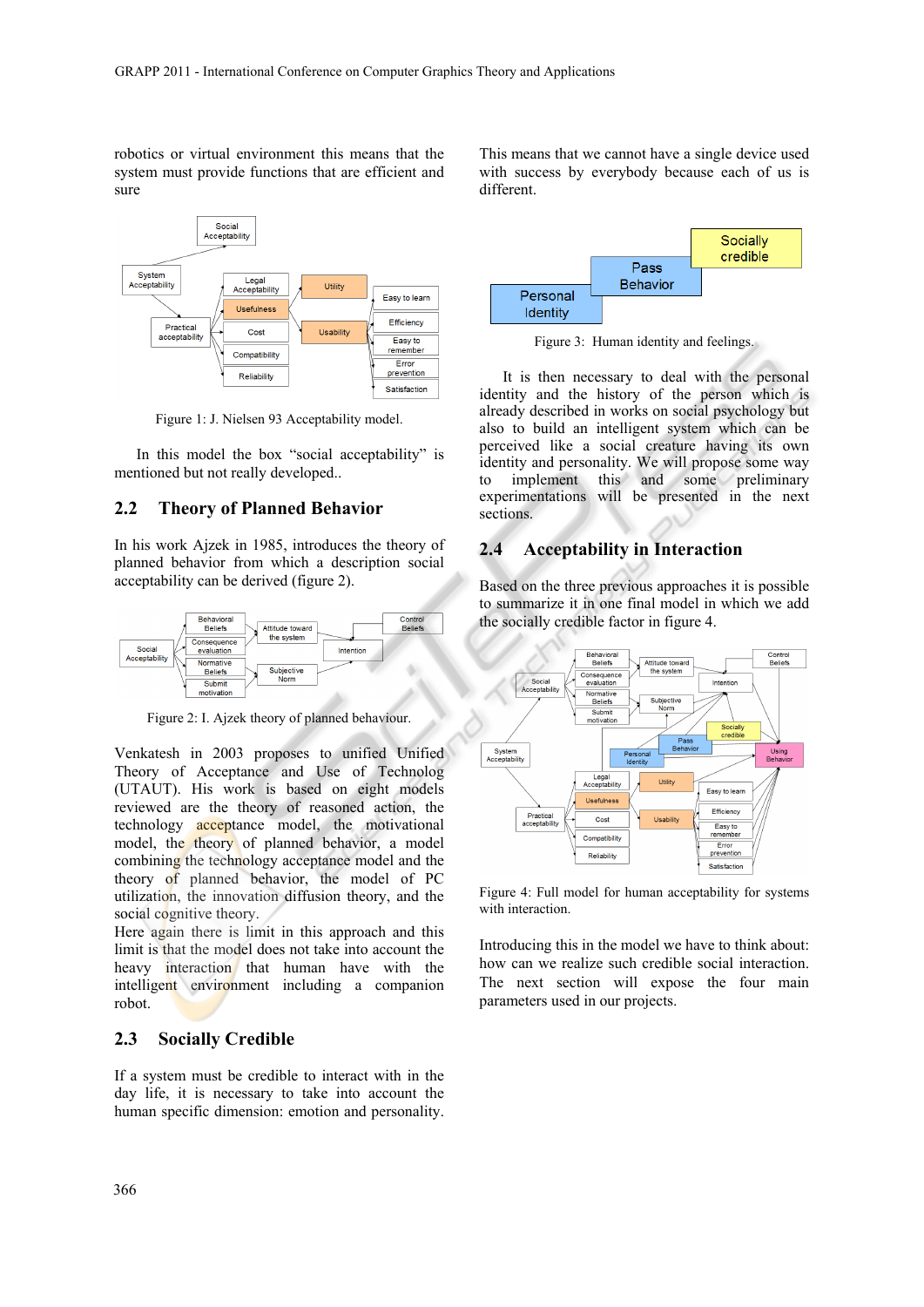robotics or virtual environment this means that the system must provide functions that are efficient and sure

Figure 1: J. Nielsen 93 Acceptability model.

In this model the box "social acceptability" is mentioned but not really developed..

## 2.2 Theory of Planned Behavior

In his work Ajzek in 1985, introduces the theory of planned behavior from which a description social acceptability can be derived (figure 2).

Figure 2: I. Ajzek theory of planned behaviour.

Venkatesh in 2003 proposes to unified Unified Theory of Acceptance and Use of Technolog (UTAUT). His work is based on eight models reviewed are the theory of reasoned action, the technology acceptance model, the motivational model, the theory of planned behavior, a model combining the technology acceptance model and the theory of planned behavior, the model of PC utilization, the innovation diffusion theory, and the social cognitive theory.
Here again there is limit in this approach and this limit is that the model does not take into account the heavy interaction that human have with the intelligent environment including a companion robot.

## 2.3 Socially Credible

If a system must be credible to interact with in the day life, it is necessary to take into account the human specific dimension: emotion and personality. This means that we cannot have a single device used with success by everybody because each of us is different.

Figure 3: Human identity and feelings.

It is then necessary to deal with the personal identity and the history of the person which is already described in works on social psychology but also to build an intelligent system which can be perceived like a social creature having its own identity and personality. We will propose some way to implement this and some preliminary experimentations will be presented in the next sections.

## 2.4 Acceptability in Interaction

Based on the three previous approaches it is possible to summarize it in one final model in which we add the socially credible factor in figure 4.

Figure 4: Full model for human acceptability for systems with interaction.

Introducing this in the model we have to think about: how can we realize such credible social interaction. The next section will expose the four main parameters used in our projects.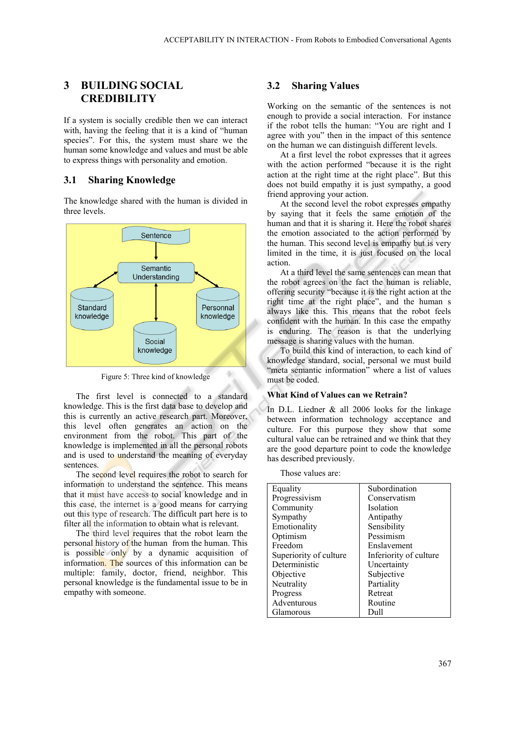## 3 BUILDING SOCIAL CREDIBILITY

If a system is socially credible then we can interact with, having the feeling that it is a kind of "human species". For this, the system must share we the human some knowledge and values and must be able to express things with personality and emotion.

### 3.1 Sharing Knowledge

The knowledge shared with the human is divided in three levels.

Figure 5: Three kind of knowledge

The first level is connected to a standard knowledge. This is the first data base to develop and this is currently an active research part. Moreover, this level often generates an action on the environment from the robot. This part of the knowledge is implemented in all the personal robots and is used to understand the meaning of everyday sentences.

The second level requires the robot to search for information to understand the sentence. This means that it must have access to social knowledge and in this case, the internet is a good means for carrying out this type of research. The difficult part here is to filter all the information to obtain what is relevant.

The third level requires that the robot learn the personal history of the human from the human. This is possible only by a dynamic acquisition of information. The sources of this information can be multiple: family, doctor, friend, neighbor. This personal knowledge is the fundamental issue to be in empathy with someone.

### 3.2 Sharing Values

Working on the semantic of the sentences is not enough to provide a social interaction. For instance if the robot tells the human: "You are right and I agree with you" then in the impact of this sentence on the human we can distinguish different levels.

At a first level the robot expresses that it agrees with the action performed "because it is the right action at the right time at the right place". But this does not build empathy it is just sympathy, a good friend approving your action.

At the second level the robot expresses empathy by saying that it feels the same emotion of the human and that it is sharing it. Here the robot shares the emotion associated to the action performed by the human. This second level is empathy but is very limited in the time, it is just focused on the local action.

At a third level the same sentences can mean that the robot agrees on the fact the human is reliable, offering security "because it is the right action at the right time at the right place", and the human s always like this. This means that the robot feels confident with the human. In this case the empathy is enduring. The reason is that the underlying message is sharing values with the human.

To build this kind of interaction, to each kind of knowledge standard, social, personal we must build "meta semantic information" where a list of values must be coded.

**What Kind of Values can we Retrain?**

In D.L. Liedner & all 2006 looks for the linkage between information technology acceptance and culture. For this purpose they show that some cultural value can be retrained and we think that they are the good departure point to code the knowledge has described previously.

Those values are:

| | |
|---|---|
| Equality | Subordination |
| Progressivism | Conservatism |
| Community | Isolation |
| Sympathy | Antipathy |
| Emotionality | Sensibility |
| Optimism | Pessimism |
| Freedom | Enslavement |
| Superiority of culture | Inferiority of culture |
| Deterministic | Uncertainty |
| Objective | Subjective |
| Neutrality | Partiality |
| Progress | Retreat |
| Adventurous | Routine |
| Glamorous | Dull |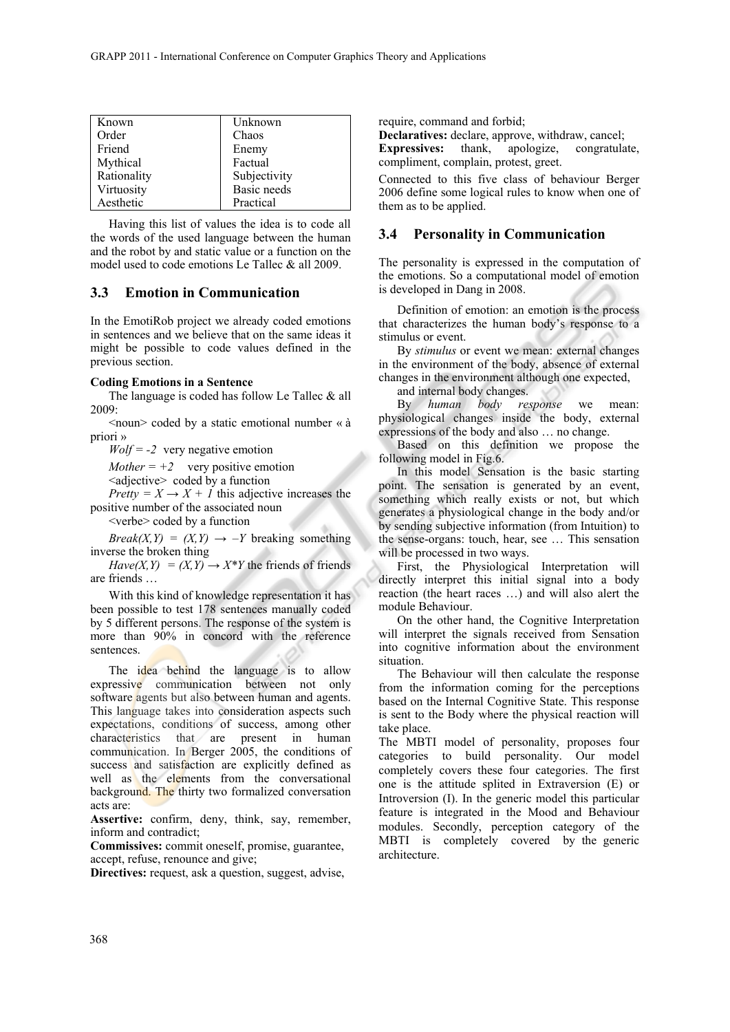| Known | Unknown |
|---|---|
| Order | Chaos |
| Friend | Enemy |
| Mythical | Factual |
| Rationality | Subjectivity |
| Virtuosity | Basic needs |
| Aesthetic | Practical |

Having this list of values the idea is to code all the words of the used language between the human and the robot by and static value or a function on the model used to code emotions Le Tallec & all 2009.

### 3.3 Emotion in Communication

In the EmotiRob project we already coded emotions in sentences and we believe that on the same ideas it might be possible to code values defined in the previous section.

**Coding Emotions in a Sentence**

The language is coded has follow Le Tallec & all 2009:

<noun> coded by a static emotional number « à priori »

*Wolf = -2* very negative emotion

*Mother = +2* very positive emotion

<adjective> coded by a function

*Pretty* = $X \rightarrow X + 1$ this adjective increases the positive number of the associated noun

<verbe> coded by a function

*Break(X,Y)* = $(X,Y) \rightarrow -Y$ breaking something inverse the broken thing

*Have(X,Y)* = $(X,Y) \rightarrow X*Y$ the friends of friends are friends …

With this kind of knowledge representation it has been possible to test 178 sentences manually coded by 5 different persons. The response of the system is more than 90% in concord with the reference sentences.

The idea behind the language is to allow expressive communication between not only software agents but also between human and agents. This language takes into consideration aspects such expectations, conditions of success, among other characteristics that are present in human communication. In Berger 2005, the conditions of success and satisfaction are explicitly defined as well as the elements from the conversational background. The thirty two formalized conversation acts are:

**Assertive:** confirm, deny, think, say, remember, inform and contradict;

**Commissives:** commit oneself, promise, guarantee, accept, refuse, renounce and give;

**Directives:** request, ask a question, suggest, advise, require, command and forbid;

**Declaratives:** declare, approve, withdraw, cancel;

**Expressives:** thank, apologize, congratulate, compliment, complain, protest, greet.

Connected to this five class of behaviour Berger 2006 define some logical rules to know when one of them as to be applied.

### 3.4 Personality in Communication

The personality is expressed in the computation of the emotions. So a computational model of emotion is developed in Dang in 2008.

Definition of emotion: an emotion is the process that characterizes the human body's response to a stimulus or event.

By *stimulus* or event we mean: external changes in the environment of the body, absence of external changes in the environment although one expected, and internal body changes.

By *human body response* we mean: physiological changes inside the body, external expressions of the body and also … no change.

Based on this definition we propose the following model in Fig.6.

In this model Sensation is the basic starting point. The sensation is generated by an event, something which really exists or not, but which generates a physiological change in the body and/or by sending subjective information (from Intuition) to the sense-organs: touch, hear, see … This sensation will be processed in two ways.

First, the Physiological Interpretation will directly interpret this initial signal into a body reaction (the heart races …) and will also alert the module Behaviour.

On the other hand, the Cognitive Interpretation will interpret the signals received from Sensation into cognitive information about the environment situation.

The Behaviour will then calculate the response from the information coming for the perceptions based on the Internal Cognitive State. This response is sent to the Body where the physical reaction will take place.

The MBTI model of personality, proposes four categories to build personality. Our model completely covers these four categories. The first one is the attitude splited in Extraversion (E) or Introversion (I). In the generic model this particular feature is integrated in the Mood and Behaviour modules. Secondly, perception category of the MBTI is completely covered by the generic architecture.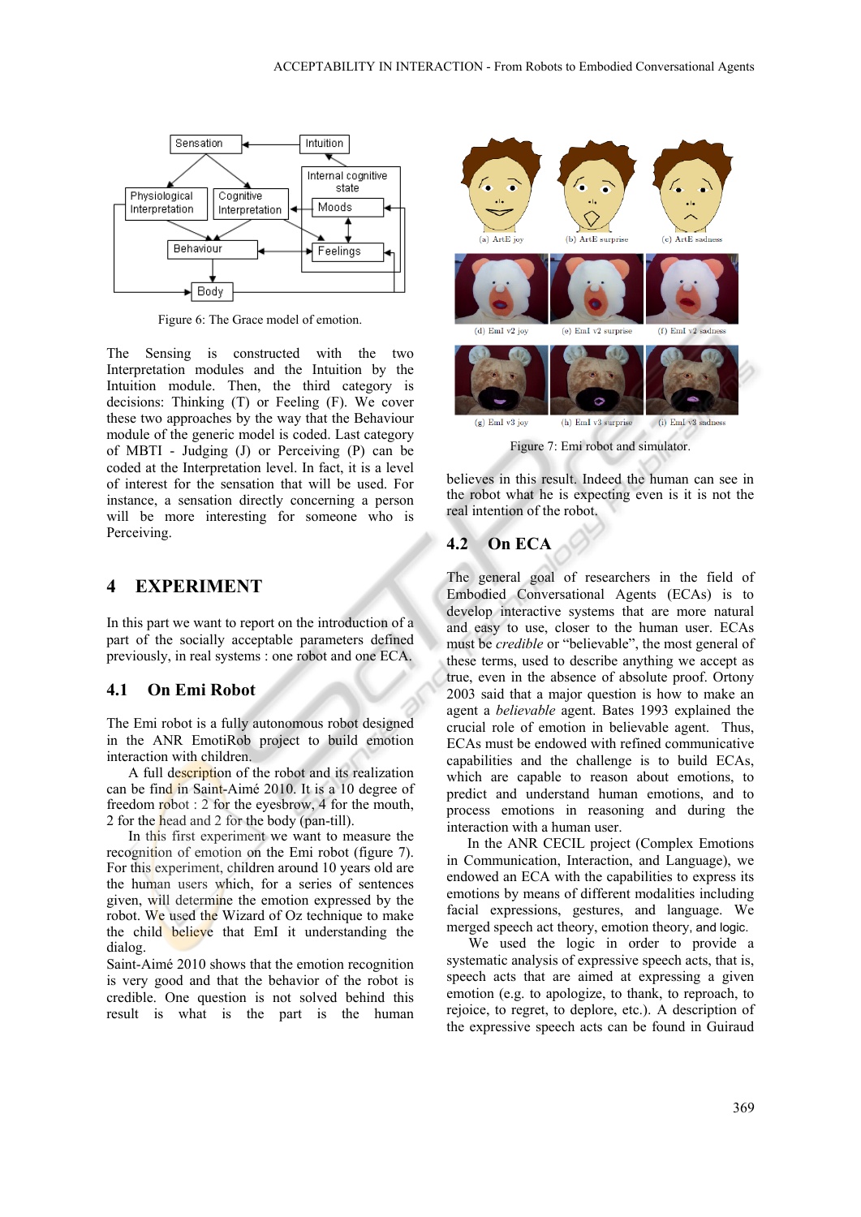Figure 6: The Grace model of emotion.

The Sensing is constructed with the two Interpretation modules and the Intuition by the Intuition module. Then, the third category is decisions: Thinking (T) or Feeling (F). We cover these two approaches by the way that the Behaviour module of the generic model is coded. Last category of MBTI - Judging (J) or Perceiving (P) can be coded at the Interpretation level. In fact, it is a level of interest for the sensation that will be used. For instance, a sensation directly concerning a person will be more interesting for someone who is Perceiving.

## 4 EXPERIMENT

In this part we want to report on the introduction of a part of the socially acceptable parameters defined previously, in real systems : one robot and one ECA.

### 4.1 On Emi Robot

The Emi robot is a fully autonomous robot designed in the ANR EmotiRob project to build emotion interaction with children.

A full description of the robot and its realization can be find in Saint-Aimé 2010. It is a 10 degree of freedom robot : 2 for the eyesbrow, 4 for the mouth, 2 for the head and 2 for the body (pan-till).

In this first experiment we want to measure the recognition of emotion on the Emi robot (figure 7). For this experiment, children around 10 years old are the human users which, for a series of sentences given, will determine the emotion expressed by the robot. We used the Wizard of Oz technique to make the child believe that EmI it understanding the dialog.

Saint-Aimé 2010 shows that the emotion recognition is very good and that the behavior of the robot is credible. One question is not solved behind this result is what is the part is the human believes in this result. Indeed the human can see in the robot what he is expecting even is it is not the real intention of the robot.

Figure 7: Emi robot and simulator.

### 4.2 On ECA

The general goal of researchers in the field of Embodied Conversational Agents (ECAs) is to develop interactive systems that are more natural and easy to use, closer to the human user. ECAs must be *credible* or "believable", the most general of these terms, used to describe anything we accept as true, even in the absence of absolute proof. Ortony 2003 said that a major question is how to make an agent a *believable* agent. Bates 1993 explained the crucial role of emotion in believable agent. Thus, ECAs must be endowed with refined communicative capabilities and the challenge is to build ECAs, which are capable to reason about emotions, to predict and understand human emotions, and to process emotions in reasoning and during the interaction with a human user.

In the ANR CECIL project (Complex Emotions in Communication, Interaction, and Language), we endowed an ECA with the capabilities to express its emotions by means of different modalities including facial expressions, gestures, and language. We merged speech act theory, emotion theory, and logic.

We used the logic in order to provide a systematic analysis of expressive speech acts, that is, speech acts that are aimed at expressing a given emotion (e.g. to apologize, to thank, to reproach, to rejoice, to regret, to deplore, etc.). A description of the expressive speech acts can be found in Guiraud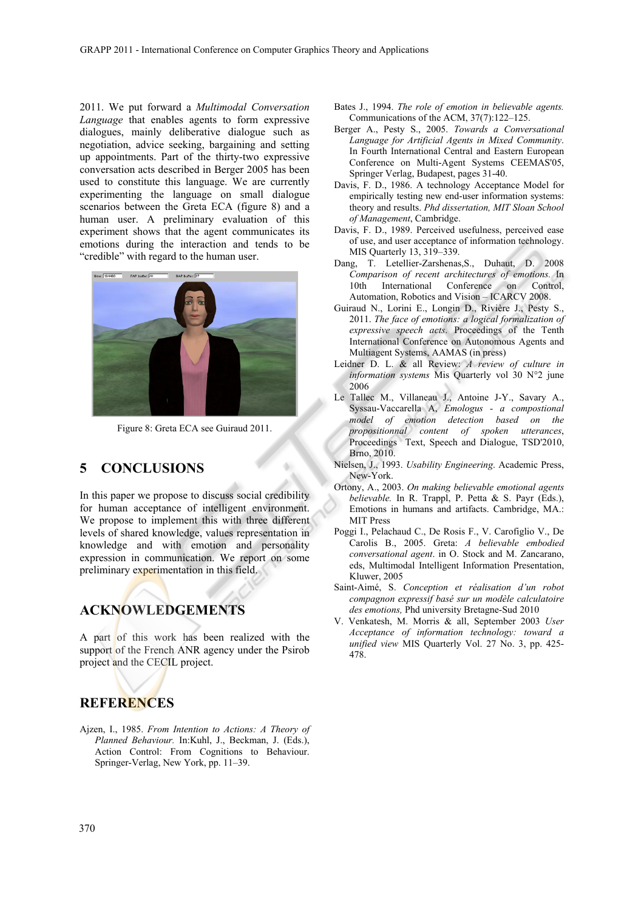2011. We put forward a *Multimodal Conversation Language* that enables agents to form expressive dialogues, mainly deliberative dialogue such as negotiation, advice seeking, bargaining and setting up appointments. Part of the thirty-two expressive conversation acts described in Berger 2005 has been used to constitute this language. We are currently experimenting the language on small dialogue scenarios between the Greta ECA (figure 8) and a human user. A preliminary evaluation of this experiment shows that the agent communicates its emotions during the interaction and tends to be "credible" with regard to the human user.

Figure 8: Greta ECA see Guiraud 2011.

## 5 CONCLUSIONS

In this paper we propose to discuss social credibility for human acceptance of intelligent environment. We propose to implement this with three different levels of shared knowledge, values representation in knowledge and with emotion and personality expression in communication. We report on some preliminary experimentation in this field.

## ACKNOWLEDGEMENTS

A part of this work has been realized with the support of the French ANR agency under the Psirob project and the CECIL project.

## REFERENCES

Ajzen, I., 1985. *From Intention to Actions: A Theory of Planned Behaviour.* In:Kuhl, J., Beckman, J. (Eds.), Action Control: From Cognitions to Behaviour. Springer-Verlag, New York, pp. 11–39.

Bates J., 1994. *The role of emotion in believable agents.* Communications of the ACM, 37(7):122–125.

Berger A., Pesty S., 2005. *Towards a Conversational Language for Artificial Agents in Mixed Community*. In Fourth International Central and Eastern European Conference on Multi-Agent Systems CEEMAS'05, Springer Verlag, Budapest, pages 31-40.

Davis, F. D., 1986. A technology Acceptance Model for empirically testing new end-user information systems: theory and results. *Phd dissertation, MIT Sloan School of Management*, Cambridge.

Davis, F. D., 1989. Perceived usefulness, perceived ease of use, and user acceptance of information technology. MIS Quarterly 13, 319–339.

Dang, T. Letellier-Zarshenas,S., Duhaut, D. 2008 *Comparison of recent architectures of emotions.* In 10th International Conference on Control, Automation, Robotics and Vision – ICARCV 2008.

Guiraud N., Lorini E., Longin D., Rivière J., Pesty S., 2011. *The face of emotions: a logical formalization of expressive speech acts*. Proceedings of the Tenth International Conference on Autonomous Agents and Multiagent Systems, AAMAS (in press)

Leidner D. L. & all Review: *A review of culture in information systems* Mis Quarterly vol 30 N°2 june 2006

Le Tallec M., Villaneau J., Antoine J-Y., Savary A., Syssau-Vaccarella A, *Emologus - a compostional model of emotion detection based on the propositionnal content of spoken utterances*, Proceedings Text, Speech and Dialogue, TSD'2010, Brno, 2010.

Nielsen, J., 1993. *Usability Engineering*. Academic Press, New-York.

Ortony, A., 2003. *On making believable emotional agents believable.* In R. Trappl, P. Petta & S. Payr (Eds.), Emotions in humans and artifacts. Cambridge, MA.: MIT Press

Poggi I., Pelachaud C., De Rosis F., V. Carofiglio V., De Carolis B., 2005. Greta: *A believable embodied conversational agent*. in O. Stock and M. Zancarano, eds, Multimodal Intelligent Information Presentation, Kluwer, 2005

Saint-Aimé, S. *Conception et réalisation d'un robot compagnon expressif basé sur un modèle calculatoire des emotions,* Phd university Bretagne-Sud 2010

V. Venkatesh, M. Morris & all, September 2003 *User Acceptance of information technology: toward a unified view* MIS Quarterly Vol. 27 No. 3, pp. 425-478.